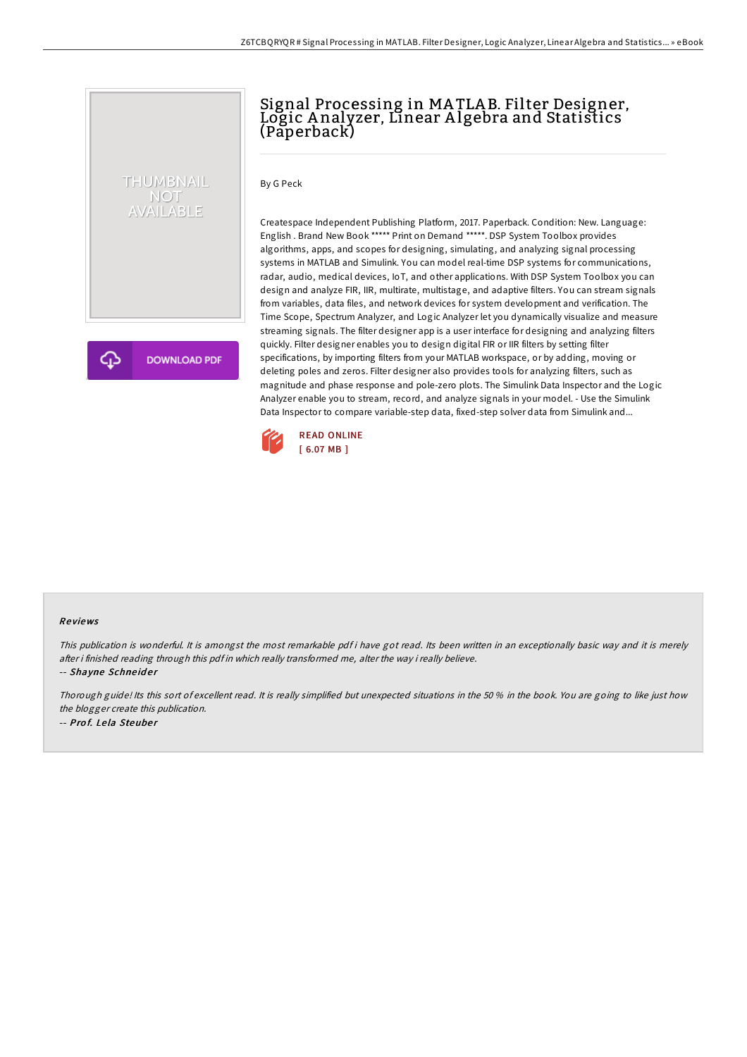# Signal Processing in MATLAB. Filter Designer, Logic Analyzer, Linear Algebra and Statistics (Paperback)

By G Peck

Createspace Independent Publishing Platform, 2017. Paperback. Condition: New. Language: English . Brand New Book ***** Print on Demand *****. DSP System Toolbox provides algorithms, apps, and scopes for designing, simulating, and analyzing signal processing systems in MATLAB and Simulink. You can model real-time DSP systems for communications, radar, audio, medical devices, IoT, and other applications. With DSP System Toolbox you can design and analyze FIR, IIR, multirate, multistage, and adaptive filters. You can stream signals from variables, data files, and network devices for system development and verification. The Time Scope, Spectrum Analyzer, and Logic Analyzer let you dynamically visualize and measure streaming signals. The filter designer app is a user interface for designing and analyzing filters quickly. Filter designer enables you to design digital FIR or IIR filters by setting filter specifications, by importing filters from your MATLAB workspace, or by adding, moving or deleting poles and zeros. Filter designer also provides tools for analyzing filters, such as magnitude and phase response and pole-zero plots. The Simulink Data Inspector and the Logic Analyzer enable you to stream, record, and analyze signals in your model. - Use the Simulink Data Inspector to compare variable-step data, fixed-step solver data from Simulink and...

READ ONLINE
[ 6.07 MB ]

## Reviews

*This publication is wonderful. It is amongst the most remarkable pdf i have got read. Its been written in an exceptionally basic way and it is merely after i finished reading through this pdf in which really transformed me, alter the way i really believe.*

-- ***Shayne Schneider***

*Thorough guide! Its this sort of excellent read. It is really simplified but unexpected situations in the 50 % in the book. You are going to like just how the blogger create this publication.*

-- ***Prof. Lela Steuber***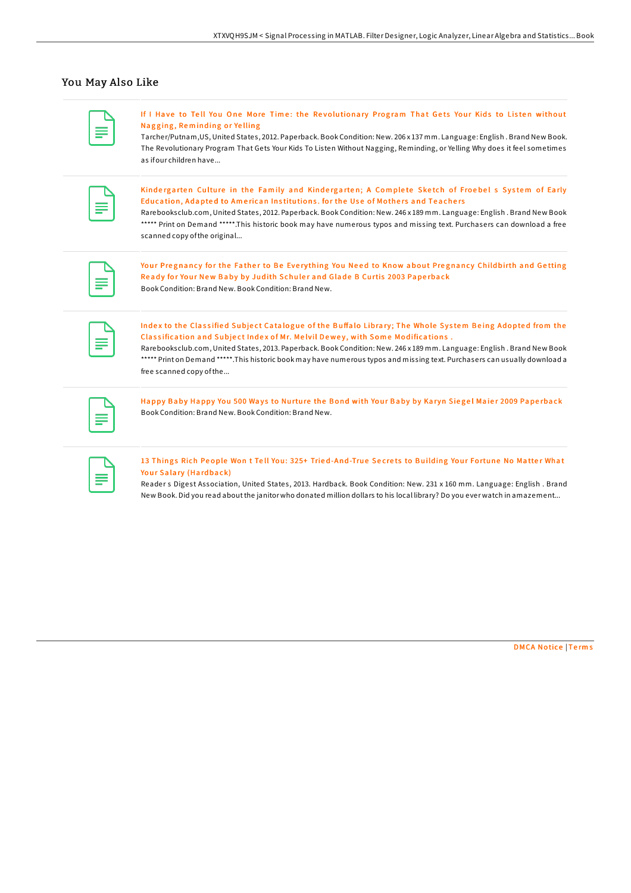## You May Also Like

**If I Have to Tell You One More Time: the Revolutionary Program That Gets Your Kids to Listen without Nagging, Reminding or Yelling**

Tarcher/Putnam,US, United States, 2012. Paperback. Book Condition: New. 206 x 137 mm. Language: English . Brand New Book. The Revolutionary Program That Gets Your Kids To Listen Without Nagging, Reminding, or Yelling Why does it feel sometimes as if our children have...

**Kindergarten Culture in the Family and Kindergarten; A Complete Sketch of Froebel s System of Early Education, Adapted to American Institutions. for the Use of Mothers and Teachers**

Rarebooksclub.com, United States, 2012. Paperback. Book Condition: New. 246 x 189 mm. Language: English . Brand New Book ***** Print on Demand *****.This historic book may have numerous typos and missing text. Purchasers can download a free scanned copy of the original...

**Your Pregnancy for the Father to Be Everything You Need to Know about Pregnancy Childbirth and Getting Ready for Your New Baby by Judith Schuler and Glade B Curtis 2003 Paperback**

Book Condition: Brand New. Book Condition: Brand New.

**Index to the Classified Subject Catalogue of the Buffalo Library; The Whole System Being Adopted from the Classification and Subject Index of Mr. Melvil Dewey, with Some Modifications .**

Rarebooksclub.com, United States, 2013. Paperback. Book Condition: New. 246 x 189 mm. Language: English . Brand New Book ***** Print on Demand *****.This historic book may have numerous typos and missing text. Purchasers can usually download a free scanned copy of the...

**Happy Baby Happy You 500 Ways to Nurture the Bond with Your Baby by Karyn Siegel Maier 2009 Paperback**

Book Condition: Brand New. Book Condition: Brand New.

**13 Things Rich People Won t Tell You: 325+ Tried-And-True Secrets to Building Your Fortune No Matter What Your Salary (Hardback)**

Reader s Digest Association, United States, 2013. Hardback. Book Condition: New. 231 x 160 mm. Language: English . Brand New Book. Did you read about the janitor who donated million dollars to his local library? Do you ever watch in amazement...